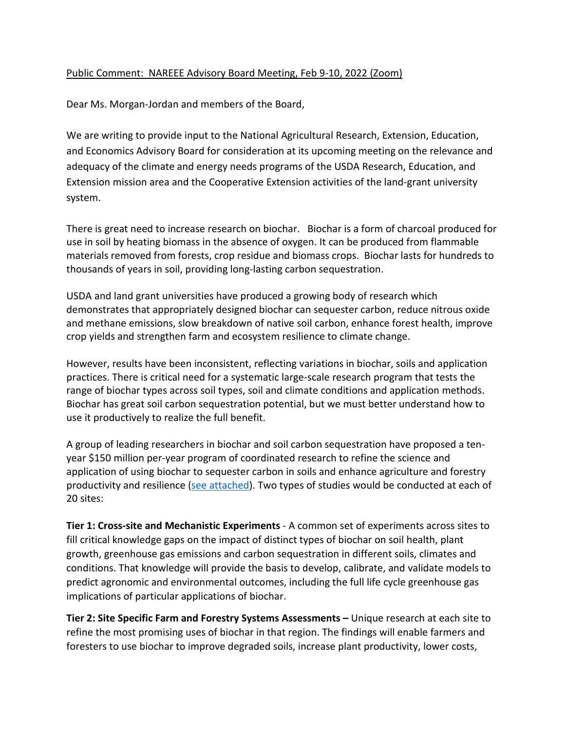<u>Public Comment: NAREEE Advisory Board Meeting, Feb 9-10, 2022 (Zoom)</u>

Dear Ms. Morgan-Jordan and members of the Board,

We are writing to provide input to the National Agricultural Research, Extension, Education, and Economics Advisory Board for consideration at its upcoming meeting on the relevance and adequacy of the climate and energy needs programs of the USDA Research, Education, and Extension mission area and the Cooperative Extension activities of the land-grant university system.

There is great need to increase research on biochar. Biochar is a form of charcoal produced for use in soil by heating biomass in the absence of oxygen. It can be produced from flammable materials removed from forests, crop residue and biomass crops. Biochar lasts for hundreds to thousands of years in soil, providing long-lasting carbon sequestration.

USDA and land grant universities have produced a growing body of research which demonstrates that appropriately designed biochar can sequester carbon, reduce nitrous oxide and methane emissions, slow breakdown of native soil carbon, enhance forest health, improve crop yields and strengthen farm and ecosystem resilience to climate change.

However, results have been inconsistent, reflecting variations in biochar, soils and application practices. There is critical need for a systematic large-scale research program that tests the range of biochar types across soil types, soil and climate conditions and application methods. Biochar has great soil carbon sequestration potential, but we must better understand how to use it productively to realize the full benefit.

A group of leading researchers in biochar and soil carbon sequestration have proposed a ten-year $150 million per-year program of coordinated research to refine the science and application of using biochar to sequester carbon in soils and enhance agriculture and forestry productivity and resilience (see attached). Two types of studies would be conducted at each of 20 sites:

**Tier 1: Cross-site and Mechanistic Experiments** - A common set of experiments across sites to fill critical knowledge gaps on the impact of distinct types of biochar on soil health, plant growth, greenhouse gas emissions and carbon sequestration in different soils, climates and conditions. That knowledge will provide the basis to develop, calibrate, and validate models to predict agronomic and environmental outcomes, including the full life cycle greenhouse gas implications of particular applications of biochar.

**Tier 2: Site Specific Farm and Forestry Systems Assessments –** Unique research at each site to refine the most promising uses of biochar in that region. The findings will enable farmers and foresters to use biochar to improve degraded soils, increase plant productivity, lower costs,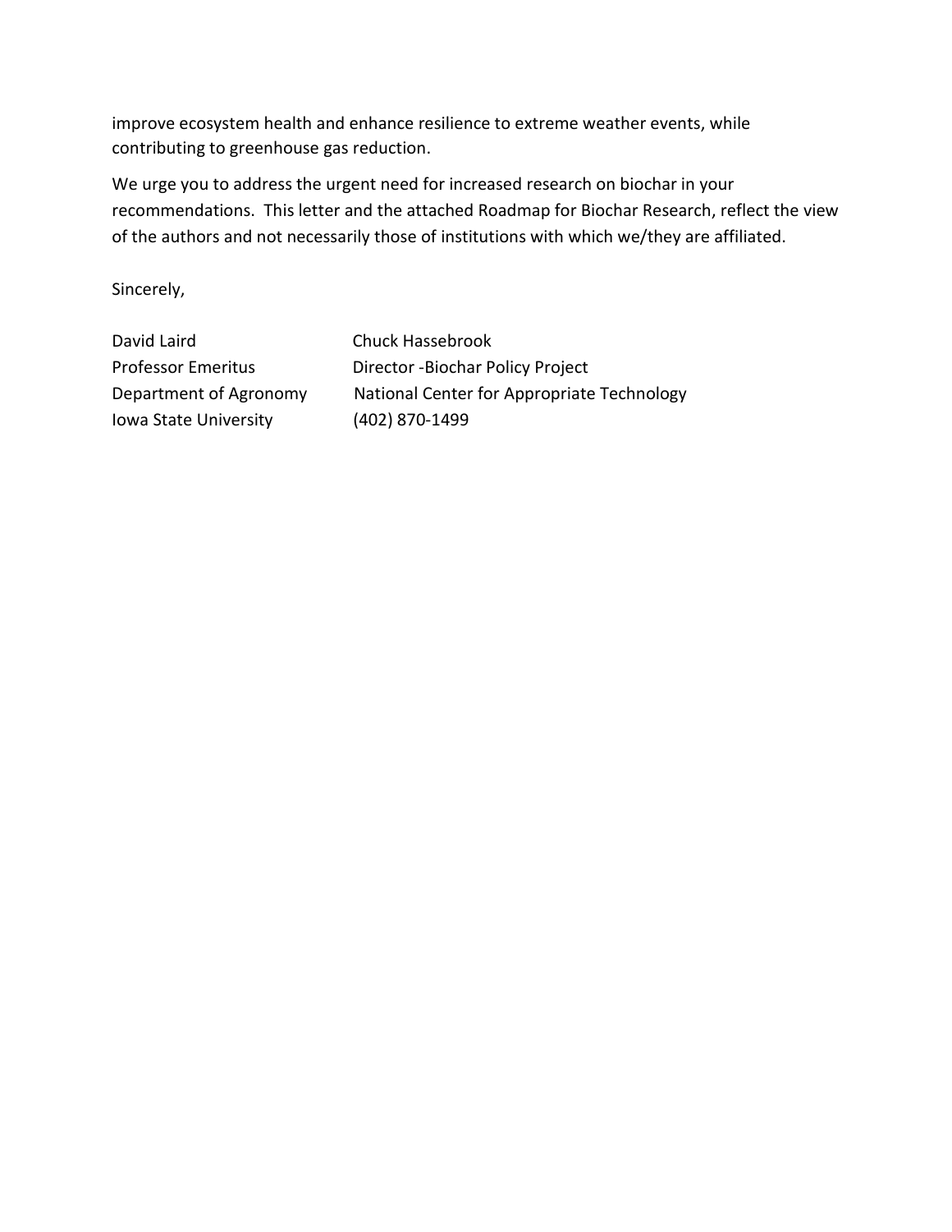improve ecosystem health and enhance resilience to extreme weather events, while contributing to greenhouse gas reduction.

We urge you to address the urgent need for increased research on biochar in your recommendations. This letter and the attached Roadmap for Biochar Research, reflect the view of the authors and not necessarily those of institutions with which we/they are affiliated.

Sincerely,

| | |
|---|---|
| David Laird | Chuck Hassebrook |
| Professor Emeritus | Director -Biochar Policy Project |
| Department of Agronomy | National Center for Appropriate Technology |
| Iowa State University | (402) 870-1499 |